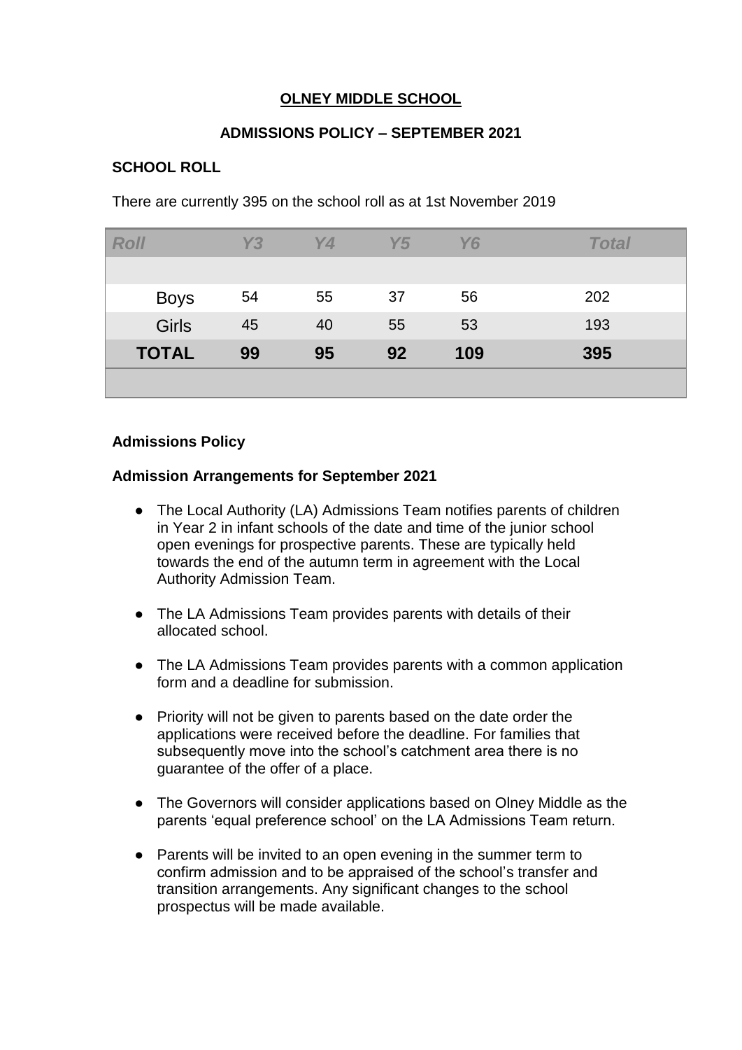**OLNEY MIDDLE SCHOOL**

**ADMISSIONS POLICY – SEPTEMBER 2021**

**SCHOOL ROLL**

There are currently 395 on the school roll as at 1st November 2019

| *Roll* | *Y3* | *Y4* | *Y5* | *Y6* | *Total* |
|---|---|---|---|---|---|
| Boys | 54 | 55 | 37 | 56 | 202 |
| Girls | 45 | 40 | 55 | 53 | 193 |
| **TOTAL** | **99** | **95** | **92** | **109** | **395** |

**Admissions Policy**

**Admission Arrangements for September 2021**

- The Local Authority (LA) Admissions Team notifies parents of children in Year 2 in infant schools of the date and time of the junior school open evenings for prospective parents. These are typically held towards the end of the autumn term in agreement with the Local Authority Admission Team.
- The LA Admissions Team provides parents with details of their allocated school.
- The LA Admissions Team provides parents with a common application form and a deadline for submission.
- Priority will not be given to parents based on the date order the applications were received before the deadline. For families that subsequently move into the school's catchment area there is no guarantee of the offer of a place.
- The Governors will consider applications based on Olney Middle as the parents 'equal preference school' on the LA Admissions Team return.
- Parents will be invited to an open evening in the summer term to confirm admission and to be appraised of the school's transfer and transition arrangements. Any significant changes to the school prospectus will be made available.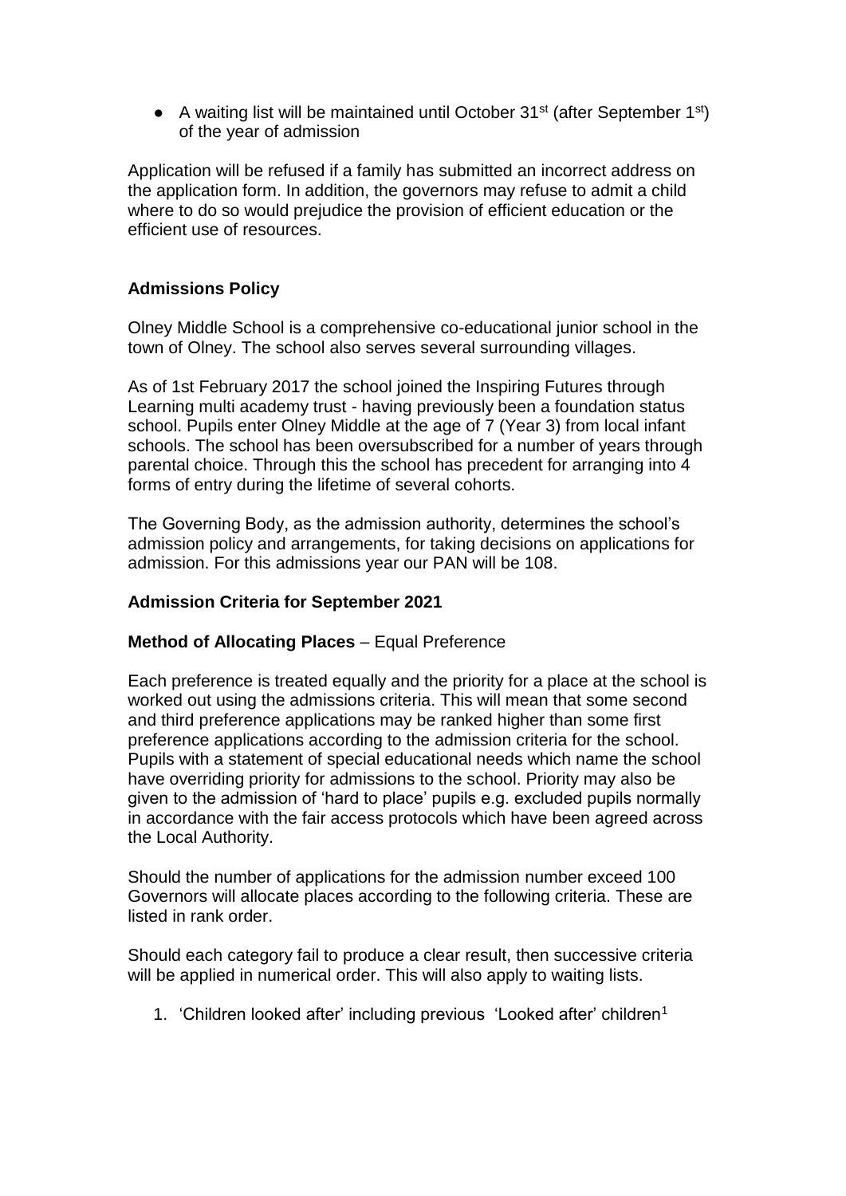- A waiting list will be maintained until October 31st (after September 1st) of the year of admission

Application will be refused if a family has submitted an incorrect address on the application form. In addition, the governors may refuse to admit a child where to do so would prejudice the provision of efficient education or the efficient use of resources.

**Admissions Policy**

Olney Middle School is a comprehensive co-educational junior school in the town of Olney. The school also serves several surrounding villages.

As of 1st February 2017 the school joined the Inspiring Futures through Learning multi academy trust - having previously been a foundation status school. Pupils enter Olney Middle at the age of 7 (Year 3) from local infant schools. The school has been oversubscribed for a number of years through parental choice. Through this the school has precedent for arranging into 4 forms of entry during the lifetime of several cohorts.

The Governing Body, as the admission authority, determines the school's admission policy and arrangements, for taking decisions on applications for admission. For this admissions year our PAN will be 108.

**Admission Criteria for September 2021**

**Method of Allocating Places** – Equal Preference

Each preference is treated equally and the priority for a place at the school is worked out using the admissions criteria. This will mean that some second and third preference applications may be ranked higher than some first preference applications according to the admission criteria for the school. Pupils with a statement of special educational needs which name the school have overriding priority for admissions to the school. Priority may also be given to the admission of 'hard to place' pupils e.g. excluded pupils normally in accordance with the fair access protocols which have been agreed across the Local Authority.

Should the number of applications for the admission number exceed 100 Governors will allocate places according to the following criteria. These are listed in rank order.

Should each category fail to produce a clear result, then successive criteria will be applied in numerical order. This will also apply to waiting lists.

1. 'Children looked after' including previous 'Looked after' children[1]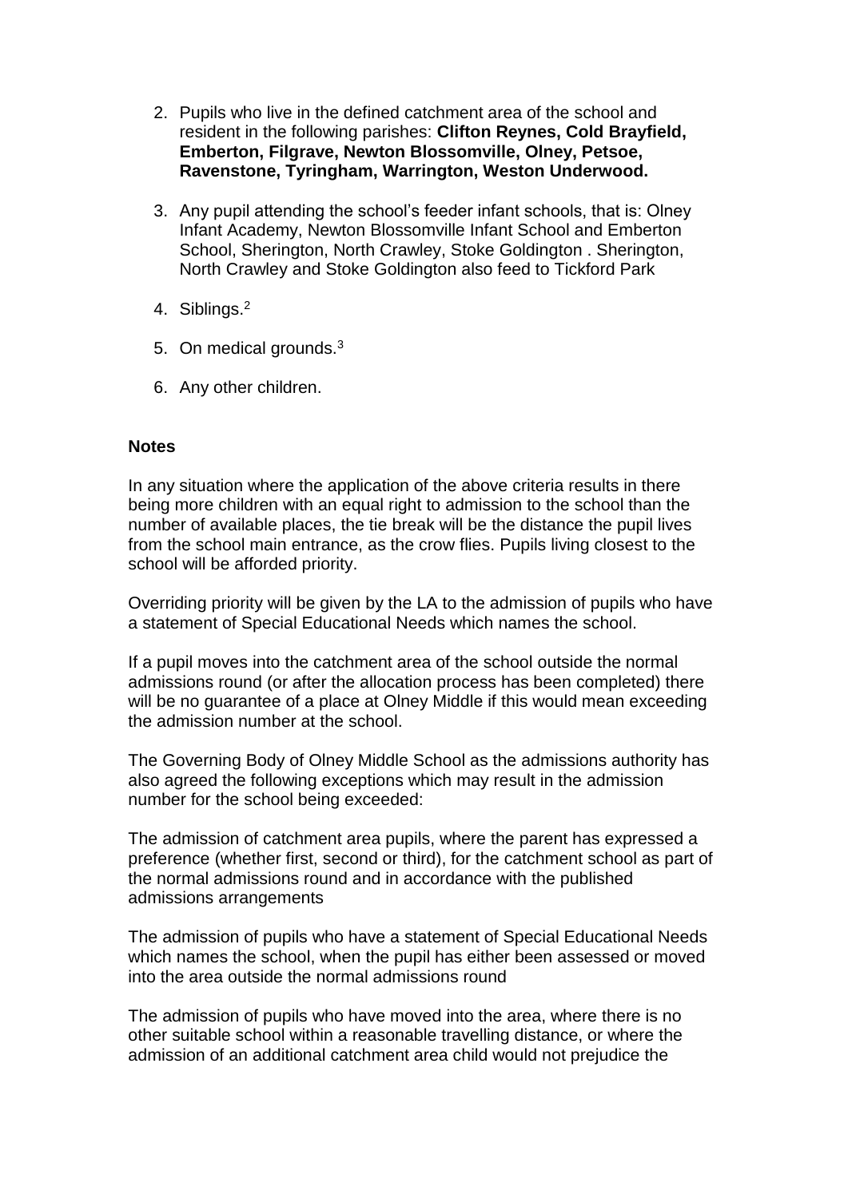2. Pupils who live in the defined catchment area of the school and resident in the following parishes: **Clifton Reynes, Cold Brayfield, Emberton, Filgrave, Newton Blossomville, Olney, Petsoe, Ravenstone, Tyringham, Warrington, Weston Underwood.**

3. Any pupil attending the school's feeder infant schools, that is: Olney Infant Academy, Newton Blossomville Infant School and Emberton School, Sherington, North Crawley, Stoke Goldington . Sherington, North Crawley and Stoke Goldington also feed to Tickford Park

4. Siblings.[2]

5. On medical grounds.[3]

6. Any other children.

**Notes**

In any situation where the application of the above criteria results in there being more children with an equal right to admission to the school than the number of available places, the tie break will be the distance the pupil lives from the school main entrance, as the crow flies. Pupils living closest to the school will be afforded priority.

Overriding priority will be given by the LA to the admission of pupils who have a statement of Special Educational Needs which names the school.

If a pupil moves into the catchment area of the school outside the normal admissions round (or after the allocation process has been completed) there will be no guarantee of a place at Olney Middle if this would mean exceeding the admission number at the school.

The Governing Body of Olney Middle School as the admissions authority has also agreed the following exceptions which may result in the admission number for the school being exceeded:

The admission of catchment area pupils, where the parent has expressed a preference (whether first, second or third), for the catchment school as part of the normal admissions round and in accordance with the published admissions arrangements

The admission of pupils who have a statement of Special Educational Needs which names the school, when the pupil has either been assessed or moved into the area outside the normal admissions round

The admission of pupils who have moved into the area, where there is no other suitable school within a reasonable travelling distance, or where the admission of an additional catchment area child would not prejudice the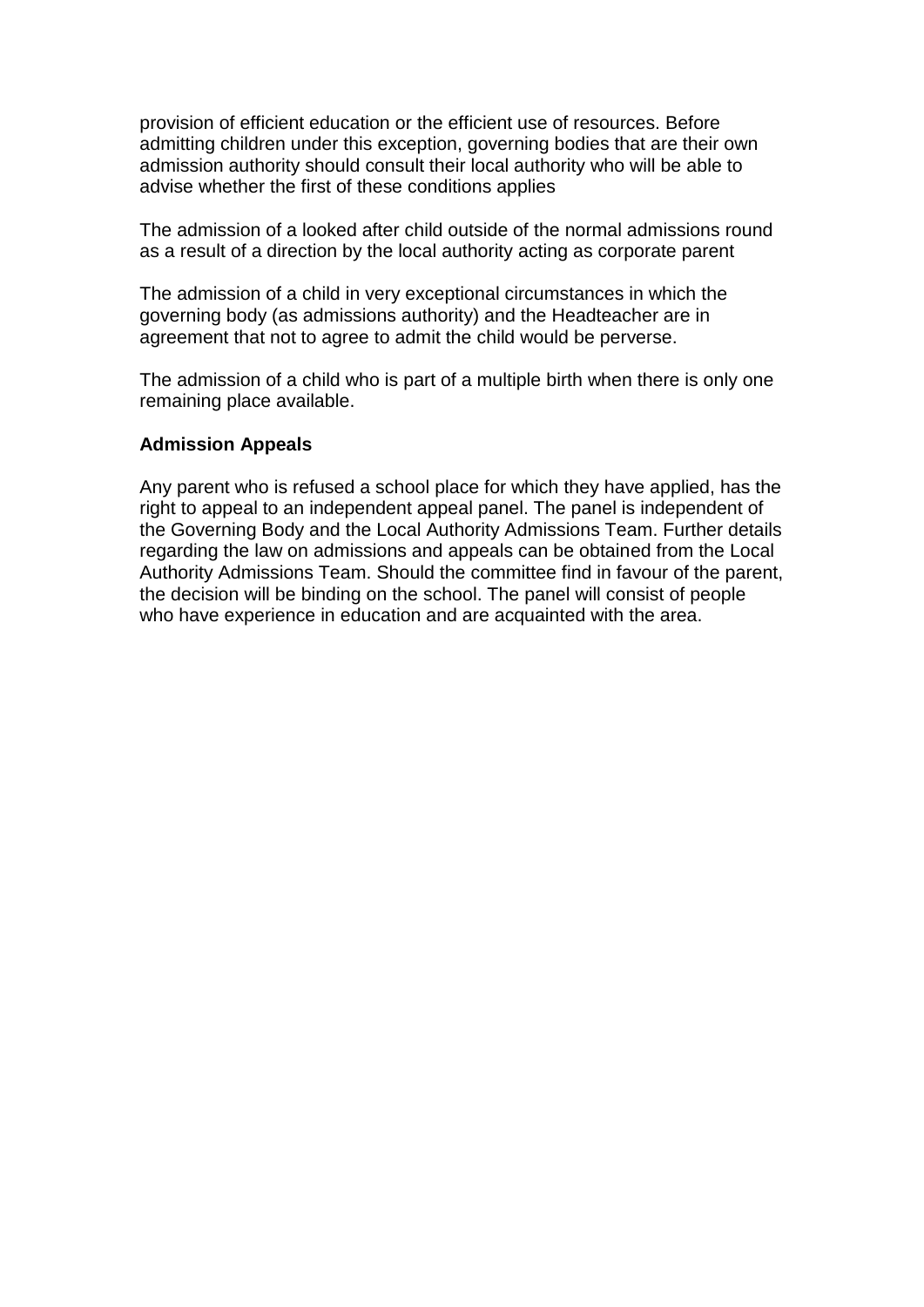provision of efficient education or the efficient use of resources. Before admitting children under this exception, governing bodies that are their own admission authority should consult their local authority who will be able to advise whether the first of these conditions applies

The admission of a looked after child outside of the normal admissions round as a result of a direction by the local authority acting as corporate parent

The admission of a child in very exceptional circumstances in which the governing body (as admissions authority) and the Headteacher are in agreement that not to agree to admit the child would be perverse.

The admission of a child who is part of a multiple birth when there is only one remaining place available.

**Admission Appeals**

Any parent who is refused a school place for which they have applied, has the right to appeal to an independent appeal panel. The panel is independent of the Governing Body and the Local Authority Admissions Team. Further details regarding the law on admissions and appeals can be obtained from the Local Authority Admissions Team. Should the committee find in favour of the parent, the decision will be binding on the school. The panel will consist of people who have experience in education and are acquainted with the area.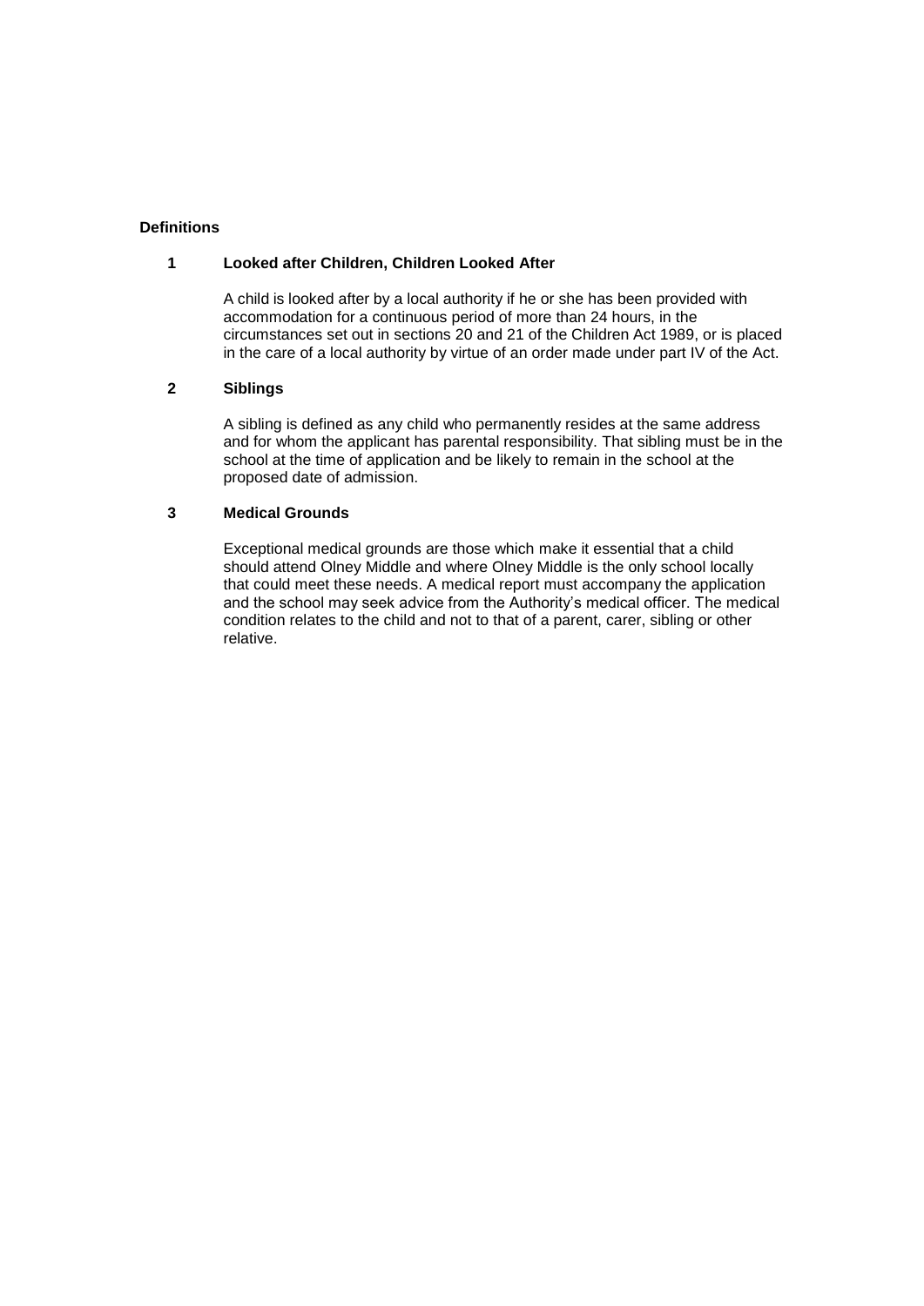## Definitions

### 1 Looked after Children, Children Looked After

A child is looked after by a local authority if he or she has been provided with accommodation for a continuous period of more than 24 hours, in the circumstances set out in sections 20 and 21 of the Children Act 1989, or is placed in the care of a local authority by virtue of an order made under part IV of the Act.

### 2 Siblings

A sibling is defined as any child who permanently resides at the same address and for whom the applicant has parental responsibility. That sibling must be in the school at the time of application and be likely to remain in the school at the proposed date of admission.

### 3 Medical Grounds

Exceptional medical grounds are those which make it essential that a child should attend Olney Middle and where Olney Middle is the only school locally that could meet these needs. A medical report must accompany the application and the school may seek advice from the Authority's medical officer. The medical condition relates to the child and not to that of a parent, carer, sibling or other relative.